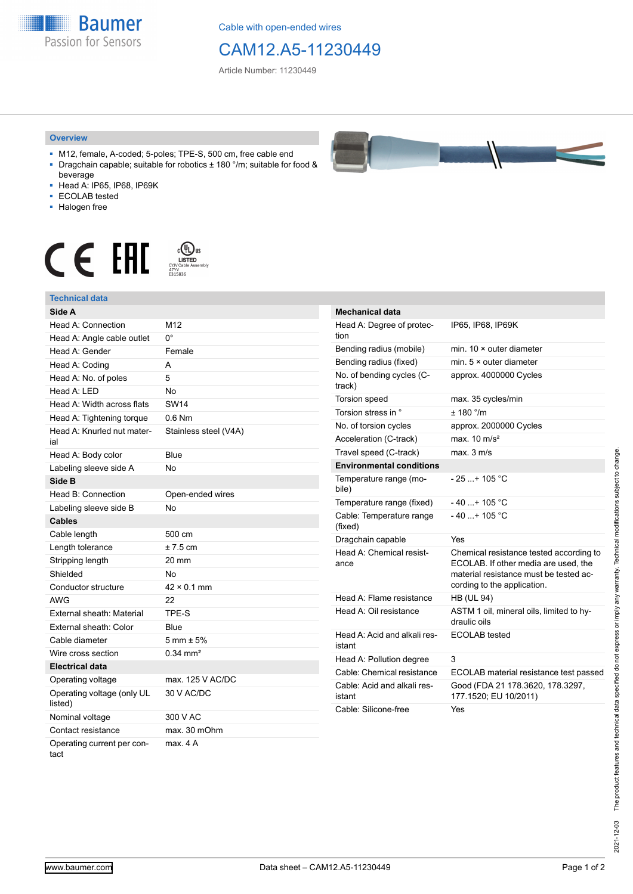Cable with open-ended wires

# CAM12.A5-11230449

Article Number: 11230449

## Overview

- M12, female, A-coded; 5-poles; TPE-S, 500 cm, free cable end
- Dragchain capable; suitable for robotics ± 180 °/m; suitable for food & beverage
- Head A: IP65, IP68, IP69K
- ECOLAB tested
- Halogen free

## Technical data

| **Side A** | |
|---|---|
| Head A: Connection | M12 |
| Head A: Angle cable outlet | 0° |
| Head A: Gender | Female |
| Head A: Coding | A |
| Head A: No. of poles | 5 |
| Head A: LED | No |
| Head A: Width across flats | SW14 |
| Head A: Tightening torque | 0.6 Nm |
| Head A: Knurled nut material | Stainless steel (V4A) |
| Head A: Body color | Blue |
| Labeling sleeve side A | No |
| **Side B** | |
| Head B: Connection | Open-ended wires |
| Labeling sleeve side B | No |
| **Cables** | |
| Cable length | 500 cm |
| Length tolerance | ± 7.5 cm |
| Stripping length | 20 mm |
| Shielded | No |
| Conductor structure | 42 × 0.1 mm |
| AWG | 22 |
| External sheath: Material | TPE-S |
| External sheath: Color | Blue |
| Cable diameter | 5 mm ± 5% |
| Wire cross section | 0.34 mm² |
| **Electrical data** | |
| Operating voltage | max. 125 V AC/DC |
| Operating voltage (only UL listed) | 30 V AC/DC |
| Nominal voltage | 300 V AC |
| Contact resistance | max. 30 mOhm |
| Operating current per contact | max. 4 A |

| **Mechanical data** | |
|---|---|
| Head A: Degree of protection | IP65, IP68, IP69K |
| Bending radius (mobile) | min. 10 × outer diameter |
| Bending radius (fixed) | min. 5 × outer diameter |
| No. of bending cycles (C-track) | approx. 4000000 Cycles |
| Torsion speed | max. 35 cycles/min |
| Torsion stress in ° | ± 180 °/m |
| No. of torsion cycles | approx. 2000000 Cycles |
| Acceleration (C-track) | max. 10 m/s² |
| Travel speed (C-track) | max. 3 m/s |
| **Environmental conditions** | |
| Temperature range (mobile) | - 25 ...+ 105 °C |
| Temperature range (fixed) | - 40 ...+ 105 °C |
| Cable: Temperature range (fixed) | - 40 ...+ 105 °C |
| Dragchain capable | Yes |
| Head A: Chemical resistance | Chemical resistance tested according to ECOLAB. If other media are used, the material resistance must be tested according to the application. |
| Head A: Flame resistance | HB (UL 94) |
| Head A: Oil resistance | ASTM 1 oil, mineral oils, limited to hydraulic oils |
| Head A: Acid and alkali resistant | ECOLAB tested |
| Head A: Pollution degree | 3 |
| Cable: Chemical resistance | ECOLAB material resistance test passed |
| Cable: Acid and alkali resistant | Good (FDA 21 178.3620, 178.3297, 177.1520; EU 10/2011) |
| Cable: Silicone-free | Yes |

2021-12-03 The product features and technical data specified do not express or imply any warranty. Technical modifications subject to change.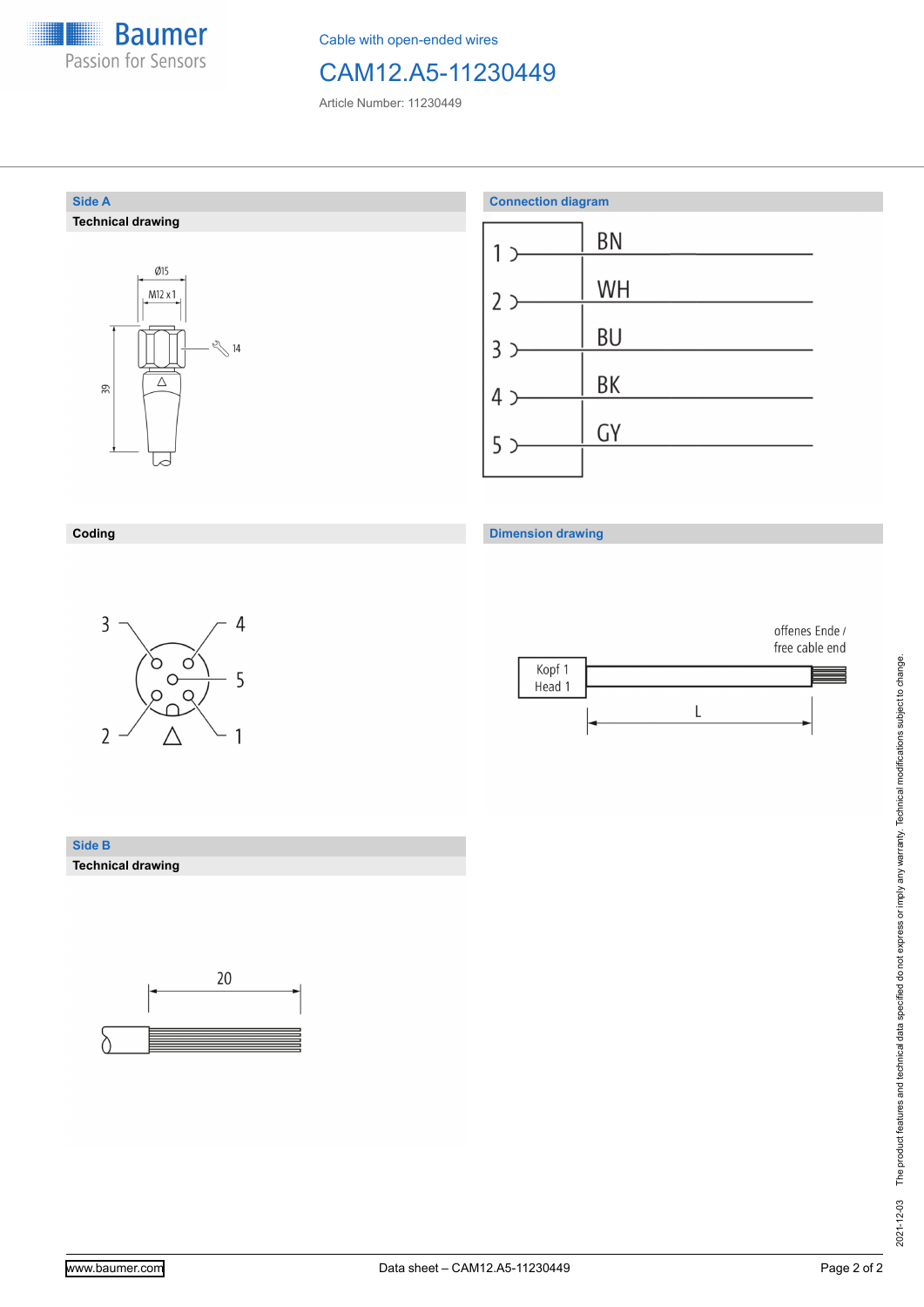Cable with open-ended wires

# CAM12.A5-11230449

Article Number: 11230449

## Side A

### Technical drawing

Ø15

M12 x 1

14

39

## Connection diagram

1 BN

2 WH

3 BU

4 BK

5 GY

### Coding

3 4 5 2 1

## Dimension drawing

Kopf 1
Head 1

offenes Ende / free cable end

L

## Side B

### Technical drawing

20

The product features and technical data specified do not express or imply any warranty. Technical modifications subject to change.

2021-12-03

www.baumer.com

Data sheet – CAM12.A5-11230449